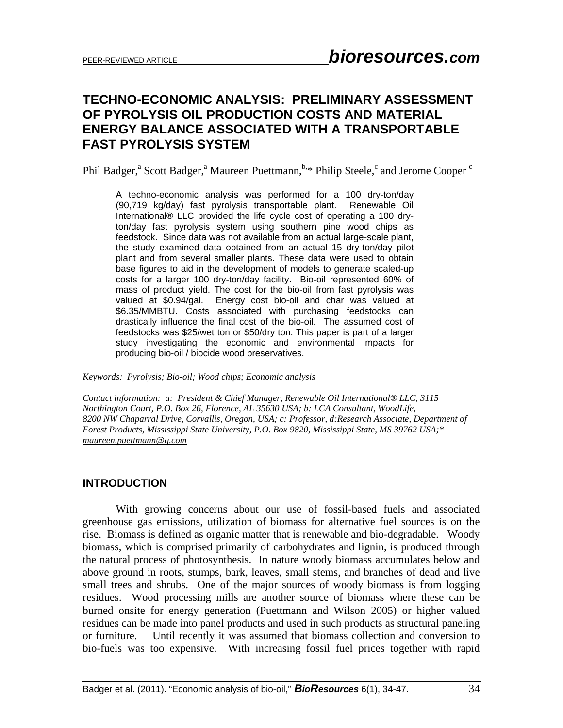# TECHNO-ECONOMIC ANALYSIS: PRELIMINARY ASSESSMENT OF PYROLYSIS OIL PRODUCTION COSTS AND MATERIAL ENERGY BALANCE ASSOCIATED WITH A TRANSPORTABLE FAST PYROLYSIS SYSTEM

Phil Badger,[a] Scott Badger,[a] Maureen Puettmann,[b,]* Philip Steele,[c] and Jerome Cooper [c]

A techno-economic analysis was performed for a 100 dry-ton/day (90,719 kg/day) fast pyrolysis transportable plant. Renewable Oil International® LLC provided the life cycle cost of operating a 100 dry-ton/day fast pyrolysis system using southern pine wood chips as feedstock. Since data was not available from an actual large-scale plant, the study examined data obtained from an actual 15 dry-ton/day pilot plant and from several smaller plants. These data were used to obtain base figures to aid in the development of models to generate scaled-up costs for a larger 100 dry-ton/day facility. Bio-oil represented 60% of mass of product yield. The cost for the bio-oil from fast pyrolysis was valued at $0.94/gal. Energy cost bio-oil and char was valued at $6.35/MMBTU. Costs associated with purchasing feedstocks can drastically influence the final cost of the bio-oil. The assumed cost of feedstocks was $25/wet ton or $50/dry ton. This paper is part of a larger study investigating the economic and environmental impacts for producing bio-oil / biocide wood preservatives.

*Keywords: Pyrolysis; Bio-oil; Wood chips; Economic analysis*

*Contact information: a: President & Chief Manager, Renewable Oil International® LLC, 3115 Northington Court, P.O. Box 26, Florence, AL 35630 USA; b: LCA Consultant, WoodLife, 8200 NW Chaparral Drive, Corvallis, Oregon, USA; c: Professor, d:Research Associate, Department of Forest Products, Mississippi State University, P.O. Box 9820, Mississippi State, MS 39762 USA;* maureen.puettmann@q.com*

## INTRODUCTION

With growing concerns about our use of fossil-based fuels and associated greenhouse gas emissions, utilization of biomass for alternative fuel sources is on the rise. Biomass is defined as organic matter that is renewable and bio-degradable. Woody biomass, which is comprised primarily of carbohydrates and lignin, is produced through the natural process of photosynthesis. In nature woody biomass accumulates below and above ground in roots, stumps, bark, leaves, small stems, and branches of dead and live small trees and shrubs. One of the major sources of woody biomass is from logging residues. Wood processing mills are another source of biomass where these can be burned onsite for energy generation (Puettmann and Wilson 2005) or higher valued residues can be made into panel products and used in such products as structural paneling or furniture. Until recently it was assumed that biomass collection and conversion to bio-fuels was too expensive. With increasing fossil fuel prices together with rapid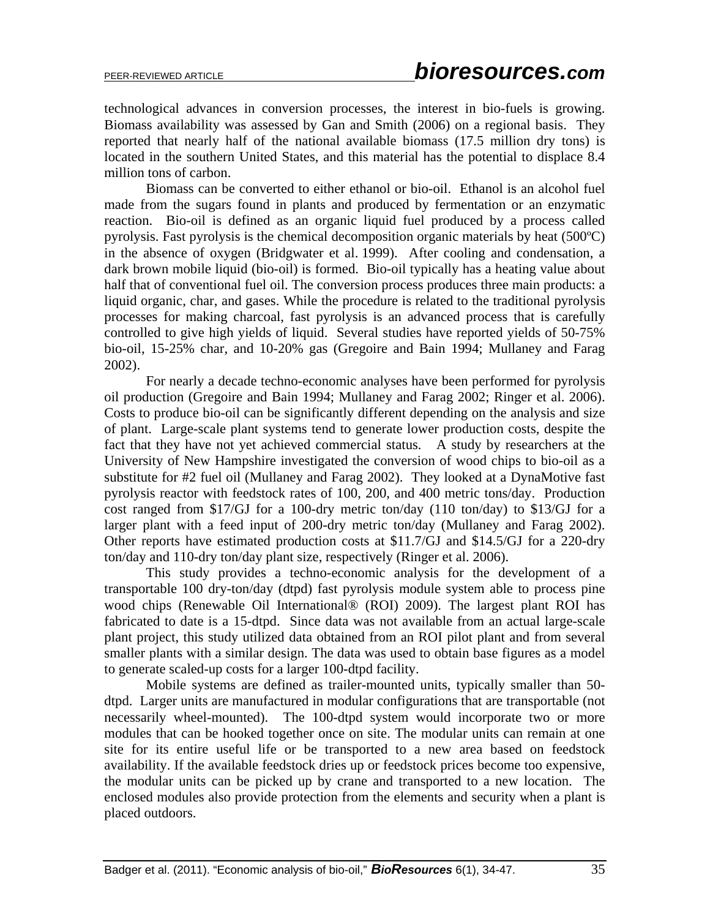technological advances in conversion processes, the interest in bio-fuels is growing. Biomass availability was assessed by Gan and Smith (2006) on a regional basis. They reported that nearly half of the national available biomass (17.5 million dry tons) is located in the southern United States, and this material has the potential to displace 8.4 million tons of carbon.

Biomass can be converted to either ethanol or bio-oil. Ethanol is an alcohol fuel made from the sugars found in plants and produced by fermentation or an enzymatic reaction. Bio-oil is defined as an organic liquid fuel produced by a process called pyrolysis. Fast pyrolysis is the chemical decomposition organic materials by heat (500ºC) in the absence of oxygen (Bridgwater et al. 1999). After cooling and condensation, a dark brown mobile liquid (bio-oil) is formed. Bio-oil typically has a heating value about half that of conventional fuel oil. The conversion process produces three main products: a liquid organic, char, and gases. While the procedure is related to the traditional pyrolysis processes for making charcoal, fast pyrolysis is an advanced process that is carefully controlled to give high yields of liquid. Several studies have reported yields of 50-75% bio-oil, 15-25% char, and 10-20% gas (Gregoire and Bain 1994; Mullaney and Farag 2002).

For nearly a decade techno-economic analyses have been performed for pyrolysis oil production (Gregoire and Bain 1994; Mullaney and Farag 2002; Ringer et al. 2006). Costs to produce bio-oil can be significantly different depending on the analysis and size of plant. Large-scale plant systems tend to generate lower production costs, despite the fact that they have not yet achieved commercial status. A study by researchers at the University of New Hampshire investigated the conversion of wood chips to bio-oil as a substitute for #2 fuel oil (Mullaney and Farag 2002). They looked at a DynaMotive fast pyrolysis reactor with feedstock rates of 100, 200, and 400 metric tons/day. Production cost ranged from \$17/GJ for a 100-dry metric ton/day (110 ton/day) to \$13/GJ for a larger plant with a feed input of 200-dry metric ton/day (Mullaney and Farag 2002). Other reports have estimated production costs at \$11.7/GJ and \$14.5/GJ for a 220-dry ton/day and 110-dry ton/day plant size, respectively (Ringer et al. 2006).

This study provides a techno-economic analysis for the development of a transportable 100 dry-ton/day (dtpd) fast pyrolysis module system able to process pine wood chips (Renewable Oil International® (ROI) 2009). The largest plant ROI has fabricated to date is a 15-dtpd. Since data was not available from an actual large-scale plant project, this study utilized data obtained from an ROI pilot plant and from several smaller plants with a similar design. The data was used to obtain base figures as a model to generate scaled-up costs for a larger 100-dtpd facility.

Mobile systems are defined as trailer-mounted units, typically smaller than 50-dtpd. Larger units are manufactured in modular configurations that are transportable (not necessarily wheel-mounted). The 100-dtpd system would incorporate two or more modules that can be hooked together once on site. The modular units can remain at one site for its entire useful life or be transported to a new area based on feedstock availability. If the available feedstock dries up or feedstock prices become too expensive, the modular units can be picked up by crane and transported to a new location. The enclosed modules also provide protection from the elements and security when a plant is placed outdoors.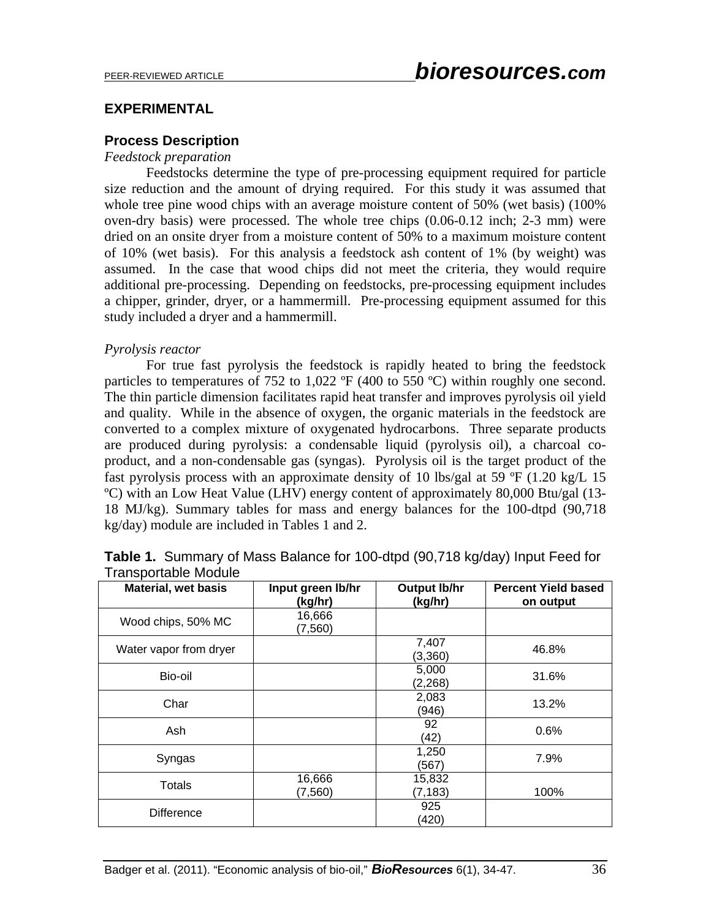## EXPERIMENTAL

### Process Description

*Feedstock preparation*

Feedstocks determine the type of pre-processing equipment required for particle size reduction and the amount of drying required. For this study it was assumed that whole tree pine wood chips with an average moisture content of 50% (wet basis) (100% oven-dry basis) were processed. The whole tree chips (0.06-0.12 inch; 2-3 mm) were dried on an onsite dryer from a moisture content of 50% to a maximum moisture content of 10% (wet basis). For this analysis a feedstock ash content of 1% (by weight) was assumed. In the case that wood chips did not meet the criteria, they would require additional pre-processing. Depending on feedstocks, pre-processing equipment includes a chipper, grinder, dryer, or a hammermill. Pre-processing equipment assumed for this study included a dryer and a hammermill.

*Pyrolysis reactor*

For true fast pyrolysis the feedstock is rapidly heated to bring the feedstock particles to temperatures of 752 to 1,022 ºF (400 to 550 ºC) within roughly one second. The thin particle dimension facilitates rapid heat transfer and improves pyrolysis oil yield and quality. While in the absence of oxygen, the organic materials in the feedstock are converted to a complex mixture of oxygenated hydrocarbons. Three separate products are produced during pyrolysis: a condensable liquid (pyrolysis oil), a charcoal co-product, and a non-condensable gas (syngas). Pyrolysis oil is the target product of the fast pyrolysis process with an approximate density of 10 lbs/gal at 59 ºF (1.20 kg/L 15 ºC) with an Low Heat Value (LHV) energy content of approximately 80,000 Btu/gal (13-18 MJ/kg). Summary tables for mass and energy balances for the 100-dtpd (90,718 kg/day) module are included in Tables 1 and 2.

**Table 1.** Summary of Mass Balance for 100-dtpd (90,718 kg/day) Input Feed for Transportable Module

| Material, wet basis | Input green lb/hr (kg/hr) | Output lb/hr (kg/hr) | Percent Yield based on output |
|---|---|---|---|
| Wood chips, 50% MC | 16,666 (7,560) | | |
| Water vapor from dryer | | 7,407 (3,360) | 46.8% |
| Bio-oil | | 5,000 (2,268) | 31.6% |
| Char | | 2,083 (946) | 13.2% |
| Ash | | 92 (42) | 0.6% |
| Syngas | | 1,250 (567) | 7.9% |
| Totals | 16,666 (7,560) | 15,832 (7,183) | 100% |
| Difference | | 925 (420) | |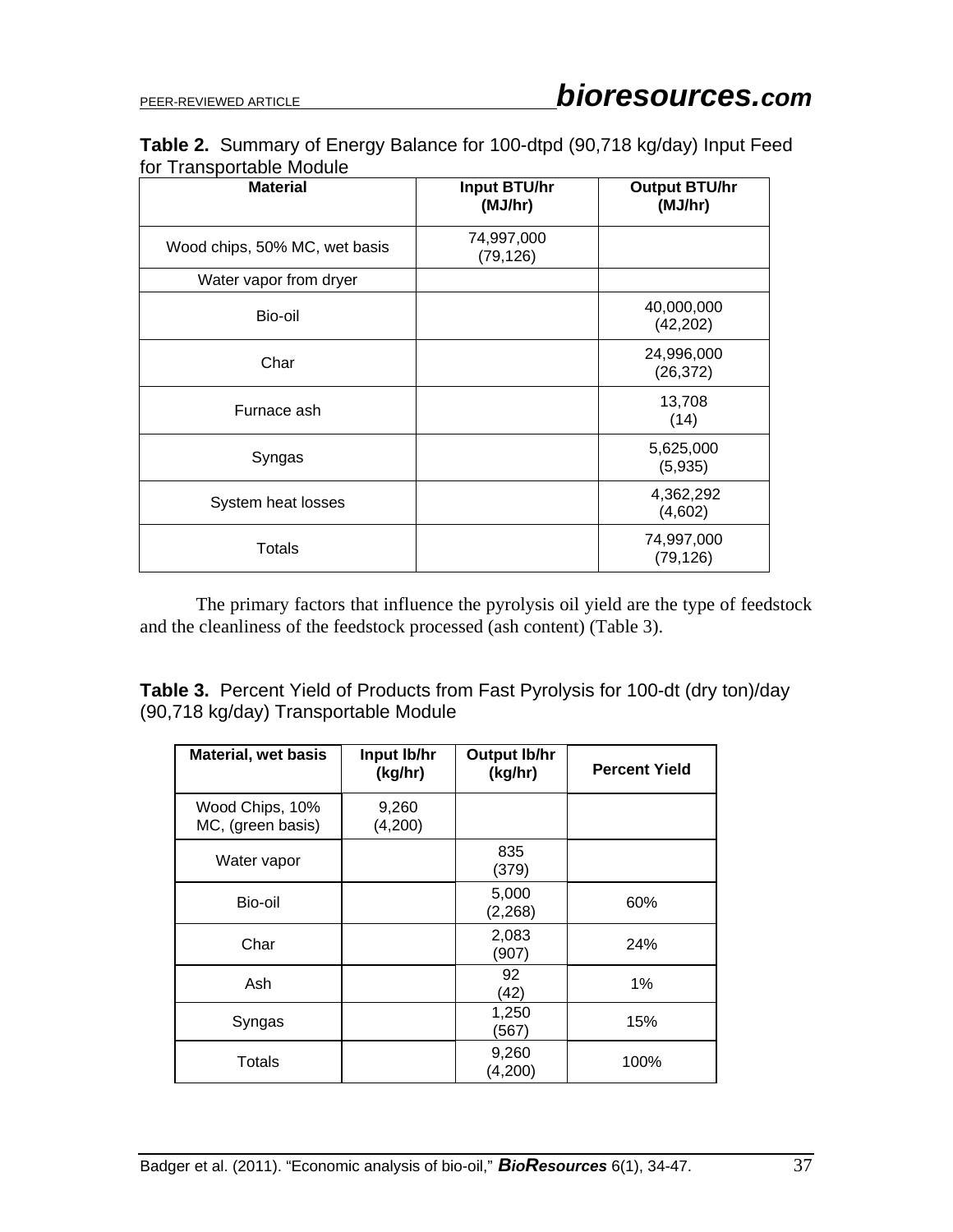**Table 2.** Summary of Energy Balance for 100-dtpd (90,718 kg/day) Input Feed for Transportable Module

| Material | Input BTU/hr (MJ/hr) | Output BTU/hr (MJ/hr) |
|---|---|---|
| Wood chips, 50% MC, wet basis | 74,997,000 (79,126) | |
| Water vapor from dryer | | |
| Bio-oil | | 40,000,000 (42,202) |
| Char | | 24,996,000 (26,372) |
| Furnace ash | | 13,708 (14) |
| Syngas | | 5,625,000 (5,935) |
| System heat losses | | 4,362,292 (4,602) |
| Totals | | 74,997,000 (79,126) |

The primary factors that influence the pyrolysis oil yield are the type of feedstock and the cleanliness of the feedstock processed (ash content) (Table 3).

**Table 3.** Percent Yield of Products from Fast Pyrolysis for 100-dt (dry ton)/day (90,718 kg/day) Transportable Module

| Material, wet basis | Input lb/hr (kg/hr) | Output lb/hr (kg/hr) | Percent Yield |
|---|---|---|---|
| Wood Chips, 10% MC, (green basis) | 9,260 (4,200) | | |
| Water vapor | | 835 (379) | |
| Bio-oil | | 5,000 (2,268) | 60% |
| Char | | 2,083 (907) | 24% |
| Ash | | 92 (42) | 1% |
| Syngas | | 1,250 (567) | 15% |
| Totals | | 9,260 (4,200) | 100% |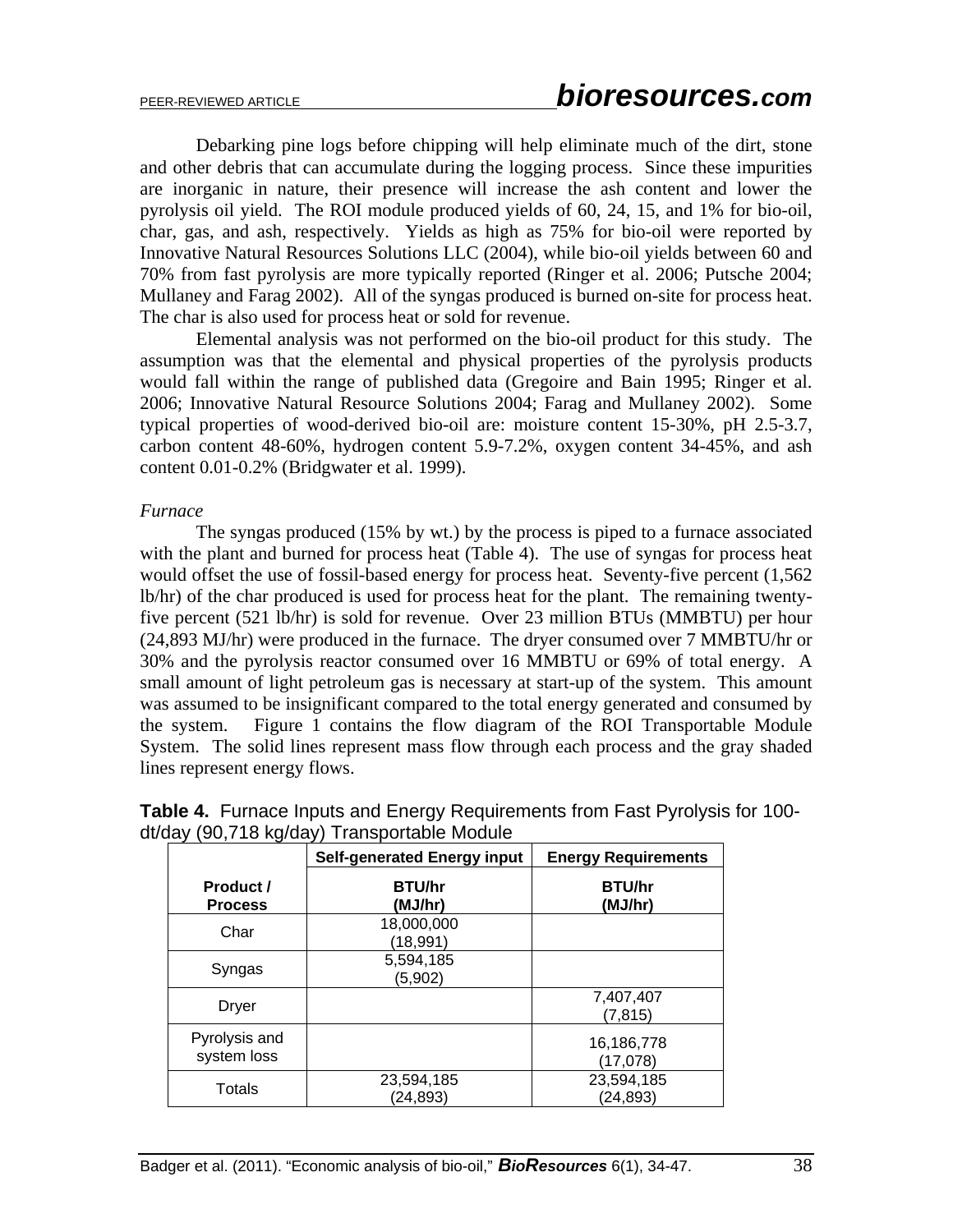Debarking pine logs before chipping will help eliminate much of the dirt, stone and other debris that can accumulate during the logging process. Since these impurities are inorganic in nature, their presence will increase the ash content and lower the pyrolysis oil yield. The ROI module produced yields of 60, 24, 15, and 1% for bio-oil, char, gas, and ash, respectively. Yields as high as 75% for bio-oil were reported by Innovative Natural Resources Solutions LLC (2004), while bio-oil yields between 60 and 70% from fast pyrolysis are more typically reported (Ringer et al. 2006; Putsche 2004; Mullaney and Farag 2002). All of the syngas produced is burned on-site for process heat. The char is also used for process heat or sold for revenue.

Elemental analysis was not performed on the bio-oil product for this study. The assumption was that the elemental and physical properties of the pyrolysis products would fall within the range of published data (Gregoire and Bain 1995; Ringer et al. 2006; Innovative Natural Resource Solutions 2004; Farag and Mullaney 2002). Some typical properties of wood-derived bio-oil are: moisture content 15-30%, pH 2.5-3.7, carbon content 48-60%, hydrogen content 5.9-7.2%, oxygen content 34-45%, and ash content 0.01-0.2% (Bridgwater et al. 1999).

*Furnace*

The syngas produced (15% by wt.) by the process is piped to a furnace associated with the plant and burned for process heat (Table 4). The use of syngas for process heat would offset the use of fossil-based energy for process heat. Seventy-five percent (1,562 lb/hr) of the char produced is used for process heat for the plant. The remaining twenty-five percent (521 lb/hr) is sold for revenue. Over 23 million BTUs (MMBTU) per hour (24,893 MJ/hr) were produced in the furnace. The dryer consumed over 7 MMBTU/hr or 30% and the pyrolysis reactor consumed over 16 MMBTU or 69% of total energy. A small amount of light petroleum gas is necessary at start-up of the system. This amount was assumed to be insignificant compared to the total energy generated and consumed by the system. Figure 1 contains the flow diagram of the ROI Transportable Module System. The solid lines represent mass flow through each process and the gray shaded lines represent energy flows.

**Table 4.** Furnace Inputs and Energy Requirements from Fast Pyrolysis for 100-dt/day (90,718 kg/day) Transportable Module

| | **Self-generated Energy input** | **Energy Requirements** |
|---|---|---|
| **Product / Process** | **BTU/hr (MJ/hr)** | **BTU/hr (MJ/hr)** |
| Char | 18,000,000 (18,991) | |
| Syngas | 5,594,185 (5,902) | |
| Dryer | | 7,407,407 (7,815) |
| Pyrolysis and system loss | | 16,186,778 (17,078) |
| Totals | 23,594,185 (24,893) | 23,594,185 (24,893) |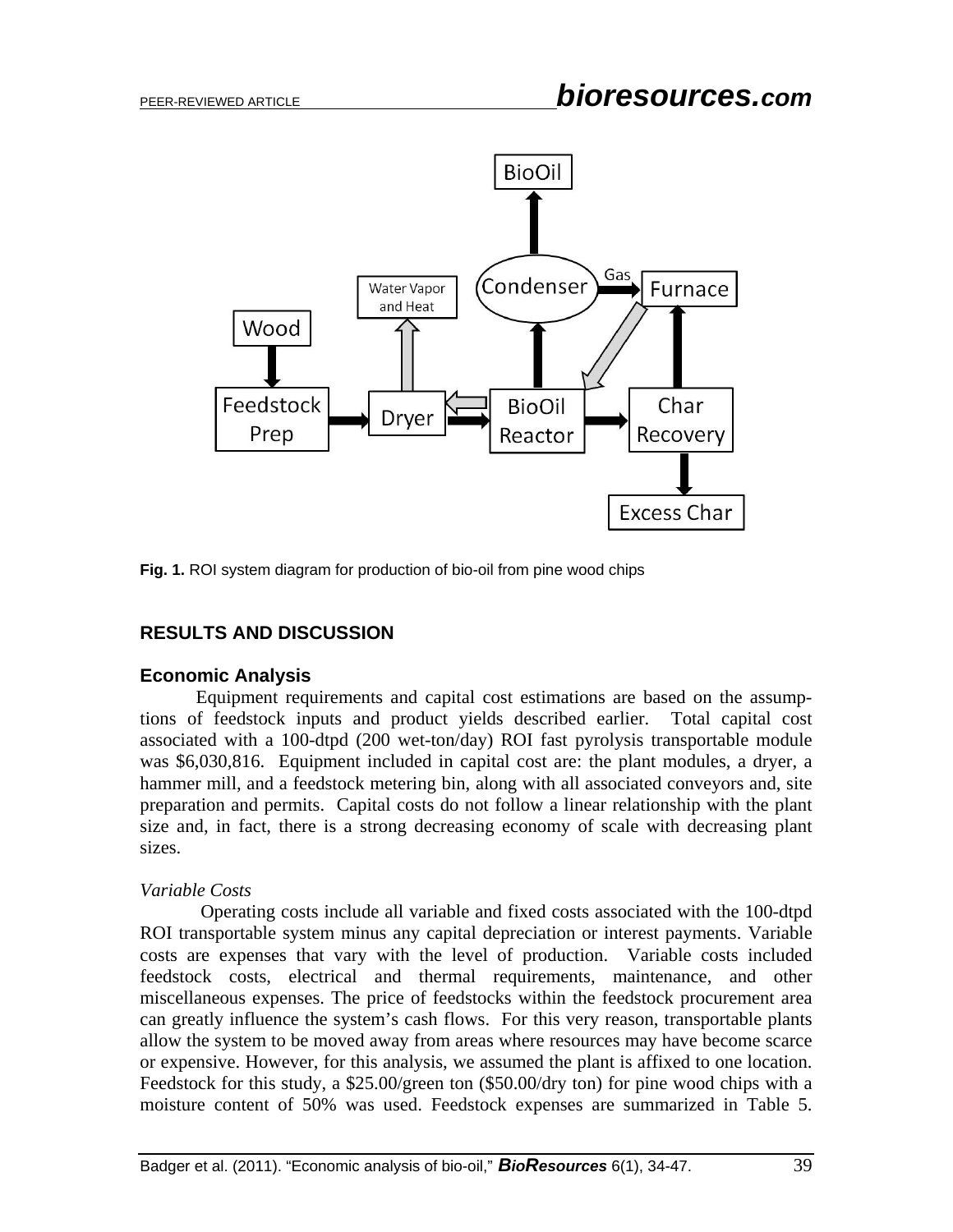Fig. 1. ROI system diagram for production of bio-oil from pine wood chips

## RESULTS AND DISCUSSION

### Economic Analysis

Equipment requirements and capital cost estimations are based on the assumptions of feedstock inputs and product yields described earlier. Total capital cost associated with a 100-dtpd (200 wet-ton/day) ROI fast pyrolysis transportable module was $6,030,816. Equipment included in capital cost are: the plant modules, a dryer, a hammer mill, and a feedstock metering bin, along with all associated conveyors and, site preparation and permits. Capital costs do not follow a linear relationship with the plant size and, in fact, there is a strong decreasing economy of scale with decreasing plant sizes.

*Variable Costs*

Operating costs include all variable and fixed costs associated with the 100-dtpd ROI transportable system minus any capital depreciation or interest payments. Variable costs are expenses that vary with the level of production. Variable costs included feedstock costs, electrical and thermal requirements, maintenance, and other miscellaneous expenses. The price of feedstocks within the feedstock procurement area can greatly influence the system's cash flows. For this very reason, transportable plants allow the system to be moved away from areas where resources may have become scarce or expensive. However, for this analysis, we assumed the plant is affixed to one location. Feedstock for this study, a $25.00/green ton ($50.00/dry ton) for pine wood chips with a moisture content of 50% was used. Feedstock expenses are summarized in Table 5.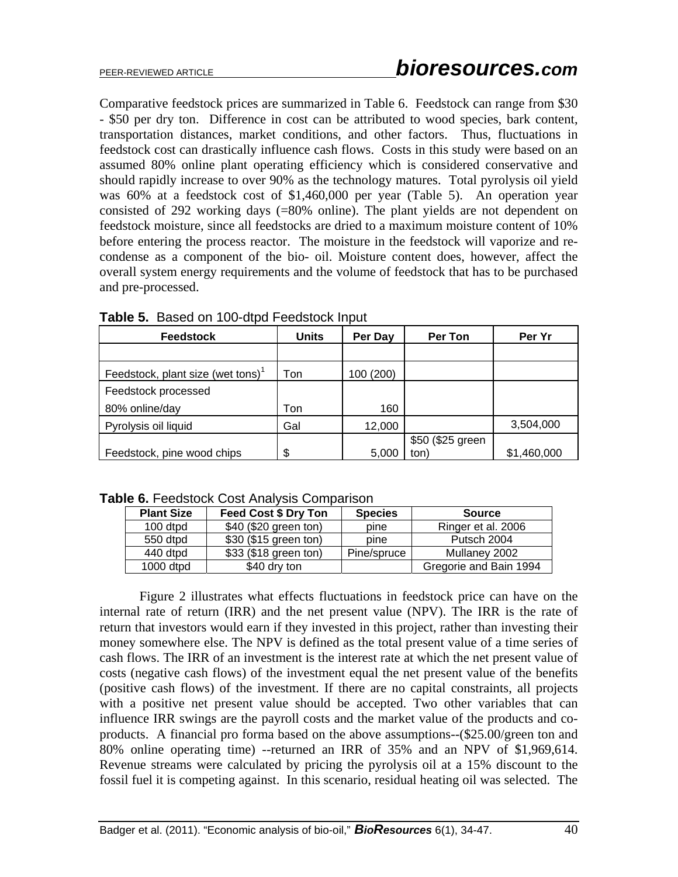Comparative feedstock prices are summarized in Table 6. Feedstock can range from $30 - $50 per dry ton. Difference in cost can be attributed to wood species, bark content, transportation distances, market conditions, and other factors. Thus, fluctuations in feedstock cost can drastically influence cash flows. Costs in this study were based on an assumed 80% online plant operating efficiency which is considered conservative and should rapidly increase to over 90% as the technology matures. Total pyrolysis oil yield was 60% at a feedstock cost of $1,460,000 per year (Table 5). An operation year consisted of 292 working days (=80% online). The plant yields are not dependent on feedstock moisture, since all feedstocks are dried to a maximum moisture content of 10% before entering the process reactor. The moisture in the feedstock will vaporize and re-condense as a component of the bio- oil. Moisture content does, however, affect the overall system energy requirements and the volume of feedstock that has to be purchased and pre-processed.

**Table 5.** Based on 100-dtpd Feedstock Input

| Feedstock | Units | Per Day | Per Ton | Per Yr |
|---|---|---|---|---|
| | | | | |
| Feedstock, plant size (wet tons)[1] | Ton | 100 (200) | | |
| Feedstock processed 80% online/day | Ton | 160 | | |
| Pyrolysis oil liquid | Gal | 12,000 | | 3,504,000 |
| Feedstock, pine wood chips | $ | 5,000 | $50 ($25 green ton) | $1,460,000 |

**Table 6.** Feedstock Cost Analysis Comparison

| Plant Size | Feed Cost $ Dry Ton | Species | Source |
|---|---|---|---|
| 100 dtpd | $40 ($20 green ton) | pine | Ringer et al. 2006 |
| 550 dtpd | $30 ($15 green ton) | pine | Putsch 2004 |
| 440 dtpd | $33 ($18 green ton) | Pine/spruce | Mullaney 2002 |
| 1000 dtpd | $40 dry ton | | Gregorie and Bain 1994 |

Figure 2 illustrates what effects fluctuations in feedstock price can have on the internal rate of return (IRR) and the net present value (NPV). The IRR is the rate of return that investors would earn if they invested in this project, rather than investing their money somewhere else. The NPV is defined as the total present value of a time series of cash flows. The IRR of an investment is the interest rate at which the net present value of costs (negative cash flows) of the investment equal the net present value of the benefits (positive cash flows) of the investment. If there are no capital constraints, all projects with a positive net present value should be accepted. Two other variables that can influence IRR swings are the payroll costs and the market value of the products and co-products. A financial pro forma based on the above assumptions--($25.00/green ton and 80% online operating time) --returned an IRR of 35% and an NPV of $1,969,614. Revenue streams were calculated by pricing the pyrolysis oil at a 15% discount to the fossil fuel it is competing against. In this scenario, residual heating oil was selected. The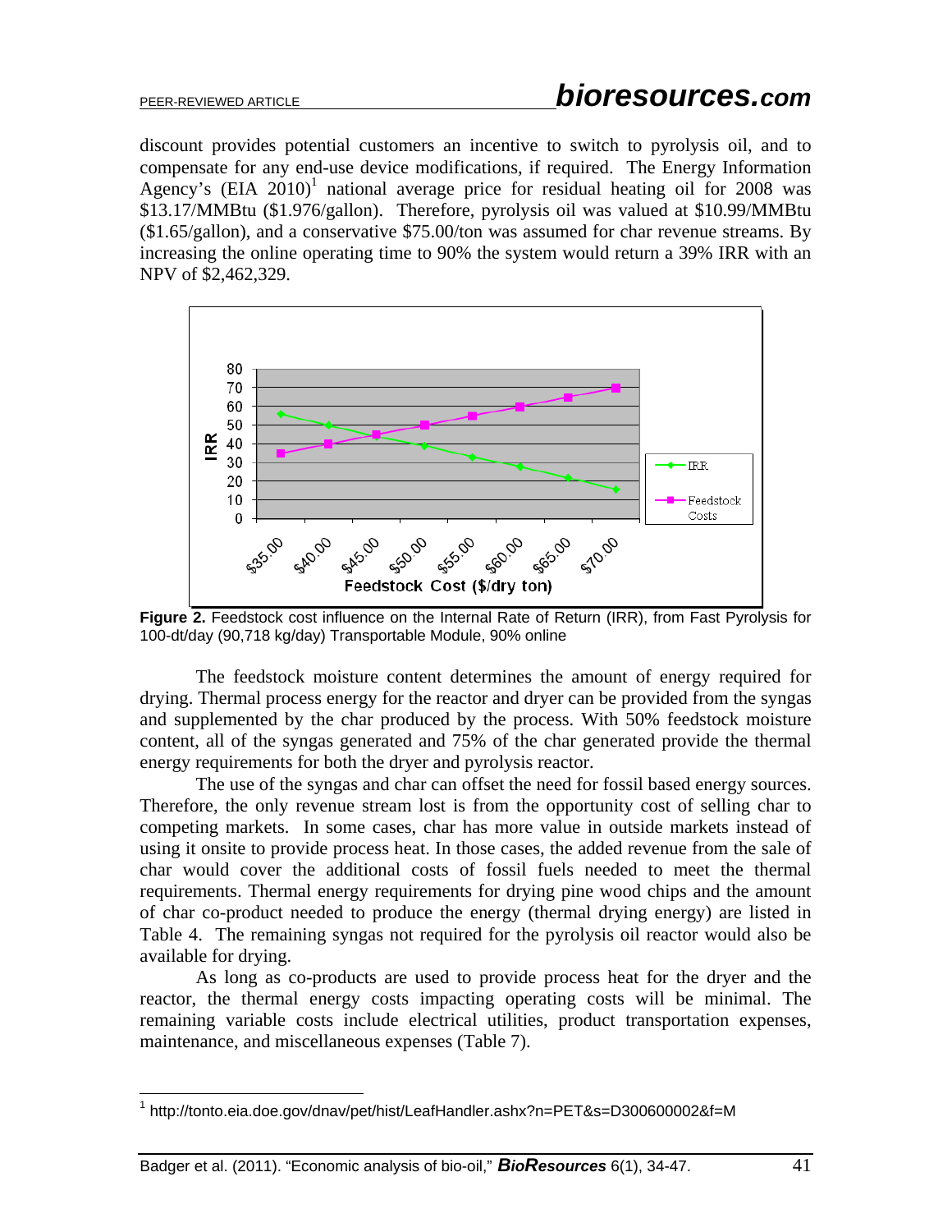discount provides potential customers an incentive to switch to pyrolysis oil, and to compensate for any end-use device modifications, if required. The Energy Information Agency's (EIA 2010)[1] national average price for residual heating oil for 2008 was $13.17/MMBtu ($1.976/gallon). Therefore, pyrolysis oil was valued at $10.99/MMBtu ($1.65/gallon), and a conservative $75.00/ton was assumed for char revenue streams. By increasing the online operating time to 90% the system would return a 39% IRR with an NPV of $2,462,329.

**Figure 2.** Feedstock cost influence on the Internal Rate of Return (IRR), from Fast Pyrolysis for 100-dt/day (90,718 kg/day) Transportable Module, 90% online

The feedstock moisture content determines the amount of energy required for drying. Thermal process energy for the reactor and dryer can be provided from the syngas and supplemented by the char produced by the process. With 50% feedstock moisture content, all of the syngas generated and 75% of the char generated provide the thermal energy requirements for both the dryer and pyrolysis reactor.

The use of the syngas and char can offset the need for fossil based energy sources. Therefore, the only revenue stream lost is from the opportunity cost of selling char to competing markets. In some cases, char has more value in outside markets instead of using it onsite to provide process heat. In those cases, the added revenue from the sale of char would cover the additional costs of fossil fuels needed to meet the thermal requirements. Thermal energy requirements for drying pine wood chips and the amount of char co-product needed to produce the energy (thermal drying energy) are listed in Table 4. The remaining syngas not required for the pyrolysis oil reactor would also be available for drying.

As long as co-products are used to provide process heat for the dryer and the reactor, the thermal energy costs impacting operating costs will be minimal. The remaining variable costs include electrical utilities, product transportation expenses, maintenance, and miscellaneous expenses (Table 7).

---

[1] http://tonto.eia.doe.gov/dnav/pet/hist/LeafHandler.ashx?n=PET&s=D300600002&f=M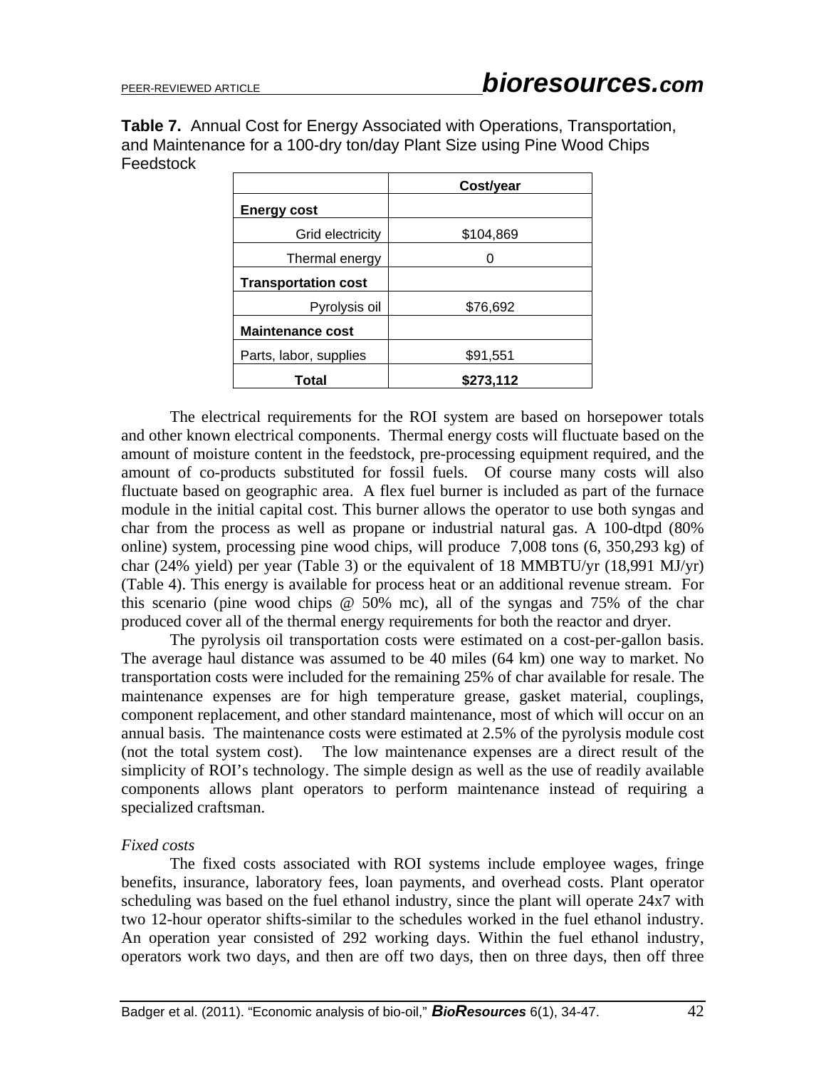**Table 7.** Annual Cost for Energy Associated with Operations, Transportation, and Maintenance for a 100-dry ton/day Plant Size using Pine Wood Chips Feedstock

| | Cost/year |
|---|---|
| **Energy cost** | |
| Grid electricity | $104,869 |
| Thermal energy | 0 |
| **Transportation cost** | |
| Pyrolysis oil | $76,692 |
| **Maintenance cost** | |
| Parts, labor, supplies | $91,551 |
| **Total** | **$273,112** |

The electrical requirements for the ROI system are based on horsepower totals and other known electrical components. Thermal energy costs will fluctuate based on the amount of moisture content in the feedstock, pre-processing equipment required, and the amount of co-products substituted for fossil fuels. Of course many costs will also fluctuate based on geographic area. A flex fuel burner is included as part of the furnace module in the initial capital cost. This burner allows the operator to use both syngas and char from the process as well as propane or industrial natural gas. A 100-dtpd (80% online) system, processing pine wood chips, will produce 7,008 tons (6, 350,293 kg) of char (24% yield) per year (Table 3) or the equivalent of 18 MMBTU/yr (18,991 MJ/yr) (Table 4). This energy is available for process heat or an additional revenue stream. For this scenario (pine wood chips @ 50% mc), all of the syngas and 75% of the char produced cover all of the thermal energy requirements for both the reactor and dryer.

The pyrolysis oil transportation costs were estimated on a cost-per-gallon basis. The average haul distance was assumed to be 40 miles (64 km) one way to market. No transportation costs were included for the remaining 25% of char available for resale. The maintenance expenses are for high temperature grease, gasket material, couplings, component replacement, and other standard maintenance, most of which will occur on an annual basis. The maintenance costs were estimated at 2.5% of the pyrolysis module cost (not the total system cost). The low maintenance expenses are a direct result of the simplicity of ROI's technology. The simple design as well as the use of readily available components allows plant operators to perform maintenance instead of requiring a specialized craftsman.

*Fixed costs*

The fixed costs associated with ROI systems include employee wages, fringe benefits, insurance, laboratory fees, loan payments, and overhead costs. Plant operator scheduling was based on the fuel ethanol industry, since the plant will operate 24x7 with two 12-hour operator shifts-similar to the schedules worked in the fuel ethanol industry. An operation year consisted of 292 working days. Within the fuel ethanol industry, operators work two days, and then are off two days, then on three days, then off three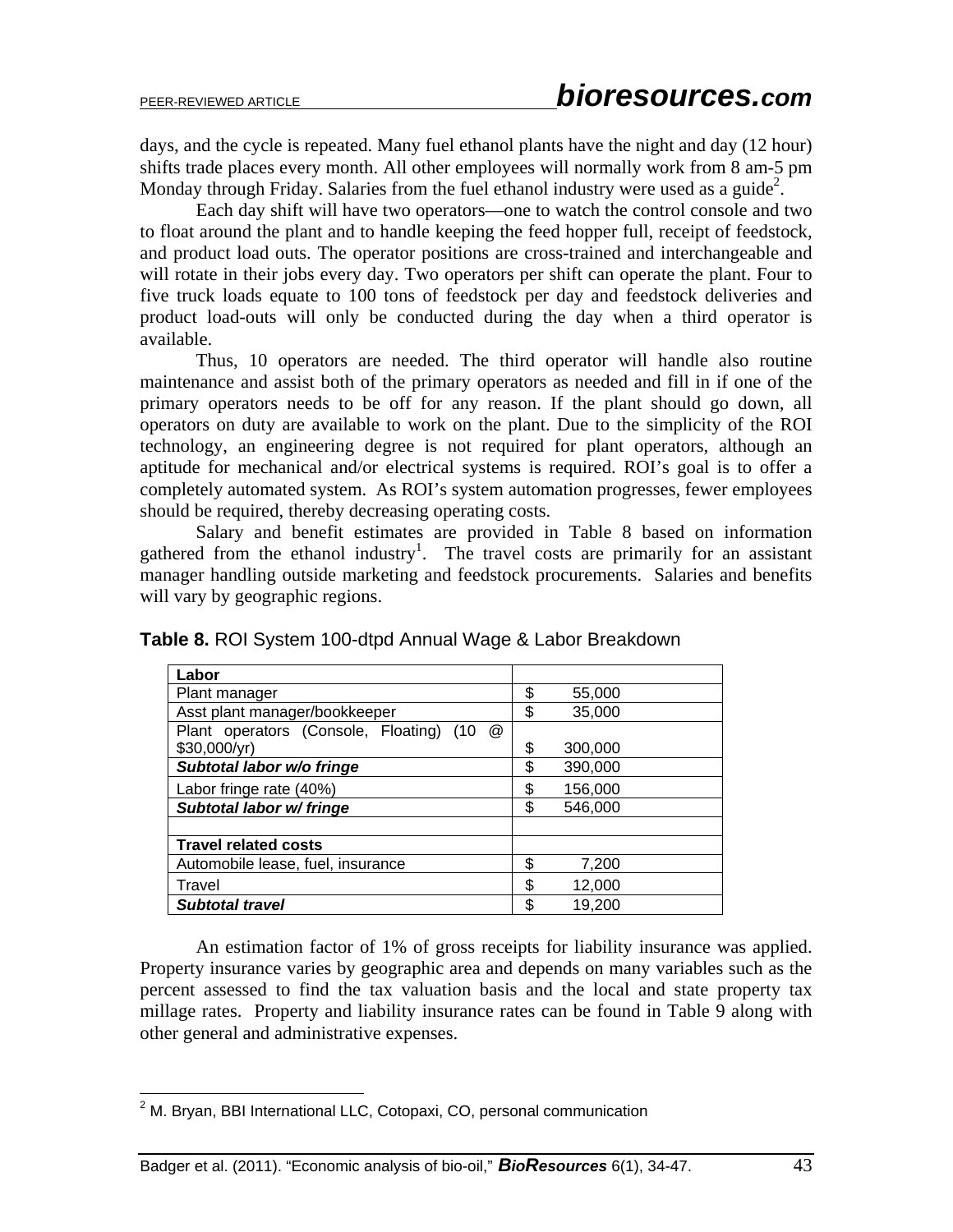days, and the cycle is repeated. Many fuel ethanol plants have the night and day (12 hour) shifts trade places every month. All other employees will normally work from 8 am-5 pm Monday through Friday. Salaries from the fuel ethanol industry were used as a guide[2].

Each day shift will have two operators—one to watch the control console and two to float around the plant and to handle keeping the feed hopper full, receipt of feedstock, and product load outs. The operator positions are cross-trained and interchangeable and will rotate in their jobs every day. Two operators per shift can operate the plant. Four to five truck loads equate to 100 tons of feedstock per day and feedstock deliveries and product load-outs will only be conducted during the day when a third operator is available.

Thus, 10 operators are needed. The third operator will handle also routine maintenance and assist both of the primary operators as needed and fill in if one of the primary operators needs to be off for any reason. If the plant should go down, all operators on duty are available to work on the plant. Due to the simplicity of the ROI technology, an engineering degree is not required for plant operators, although an aptitude for mechanical and/or electrical systems is required. ROI's goal is to offer a completely automated system. As ROI's system automation progresses, fewer employees should be required, thereby decreasing operating costs.

Salary and benefit estimates are provided in Table 8 based on information gathered from the ethanol industry[1]. The travel costs are primarily for an assistant manager handling outside marketing and feedstock procurements. Salaries and benefits will vary by geographic regions.

**Table 8.** ROI System 100-dtpd Annual Wage & Labor Breakdown

| **Labor** | |
|---|---|
| Plant manager | $ 55,000 |
| Asst plant manager/bookkeeper | $ 35,000 |
| Plant operators (Console, Floating) (10 @ $30,000/yr) | $ 300,000 |
| ***Subtotal labor w/o fringe*** | $ 390,000 |
| Labor fringe rate (40%) | $ 156,000 |
| ***Subtotal labor w/ fringe*** | $ 546,000 |
| | |
| **Travel related costs** | |
| Automobile lease, fuel, insurance | $ 7,200 |
| Travel | $ 12,000 |
| ***Subtotal travel*** | $ 19,200 |

An estimation factor of 1% of gross receipts for liability insurance was applied. Property insurance varies by geographic area and depends on many variables such as the percent assessed to find the tax valuation basis and the local and state property tax millage rates. Property and liability insurance rates can be found in Table 9 along with other general and administrative expenses.

[2] M. Bryan, BBI International LLC, Cotopaxi, CO, personal communication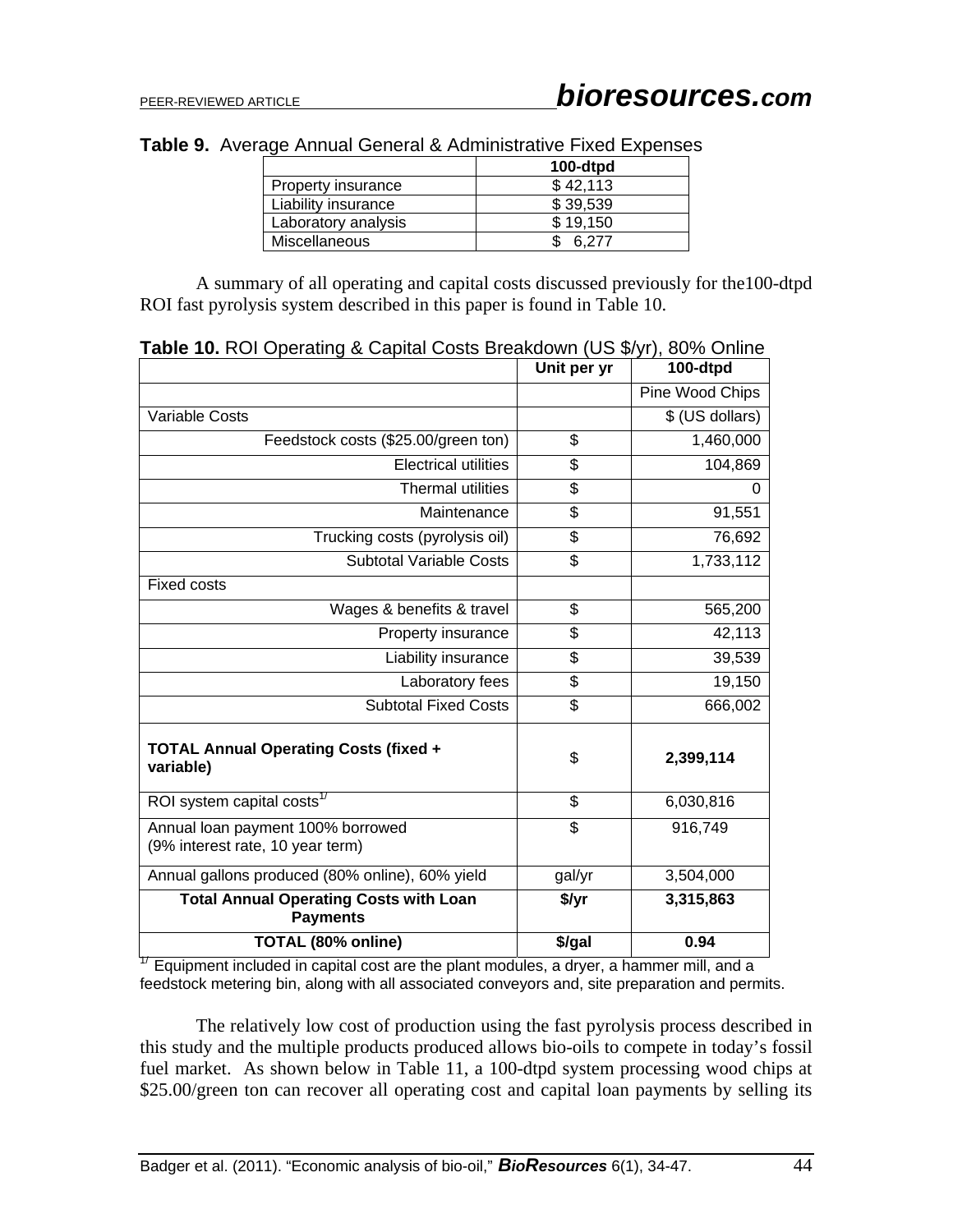**Table 9.** Average Annual General & Administrative Fixed Expenses

| | 100-dtpd |
|---|---|
| Property insurance | $ 42,113 |
| Liability insurance | $ 39,539 |
| Laboratory analysis | $ 19,150 |
| Miscellaneous | $ 6,277 |

A summary of all operating and capital costs discussed previously for the100-dtpd ROI fast pyrolysis system described in this paper is found in Table 10.

**Table 10.** ROI Operating & Capital Costs Breakdown (US $/yr), 80% Online

| | Unit per yr | 100-dtpd |
|---|---|---|
| | | Pine Wood Chips |
| Variable Costs | | $ (US dollars) |
| Feedstock costs ($25.00/green ton) | $ | 1,460,000 |
| Electrical utilities | $ | 104,869 |
| Thermal utilities | $ | 0 |
| Maintenance | $ | 91,551 |
| Trucking costs (pyrolysis oil) | $ | 76,692 |
| Subtotal Variable Costs | $ | 1,733,112 |
| Fixed costs | | |
| Wages & benefits & travel | $ | 565,200 |
| Property insurance | $ | 42,113 |
| Liability insurance | $ | 39,539 |
| Laboratory fees | $ | 19,150 |
| Subtotal Fixed Costs | $ | 666,002 |
| **TOTAL Annual Operating Costs (fixed + variable)** | $ | **2,399,114** |
| ROI system capital costs[1/] | $ | 6,030,816 |
| Annual loan payment 100% borrowed (9% interest rate, 10 year term) | $ | 916,749 |
| Annual gallons produced (80% online), 60% yield | gal/yr | 3,504,000 |
| **Total Annual Operating Costs with Loan Payments** | **$/yr** | **3,315,863** |
| **TOTAL (80% online)** | **$/gal** | **0.94** |

[1/] Equipment included in capital cost are the plant modules, a dryer, a hammer mill, and a feedstock metering bin, along with all associated conveyors and, site preparation and permits.

The relatively low cost of production using the fast pyrolysis process described in this study and the multiple products produced allows bio-oils to compete in today's fossil fuel market. As shown below in Table 11, a 100-dtpd system processing wood chips at $25.00/green ton can recover all operating cost and capital loan payments by selling its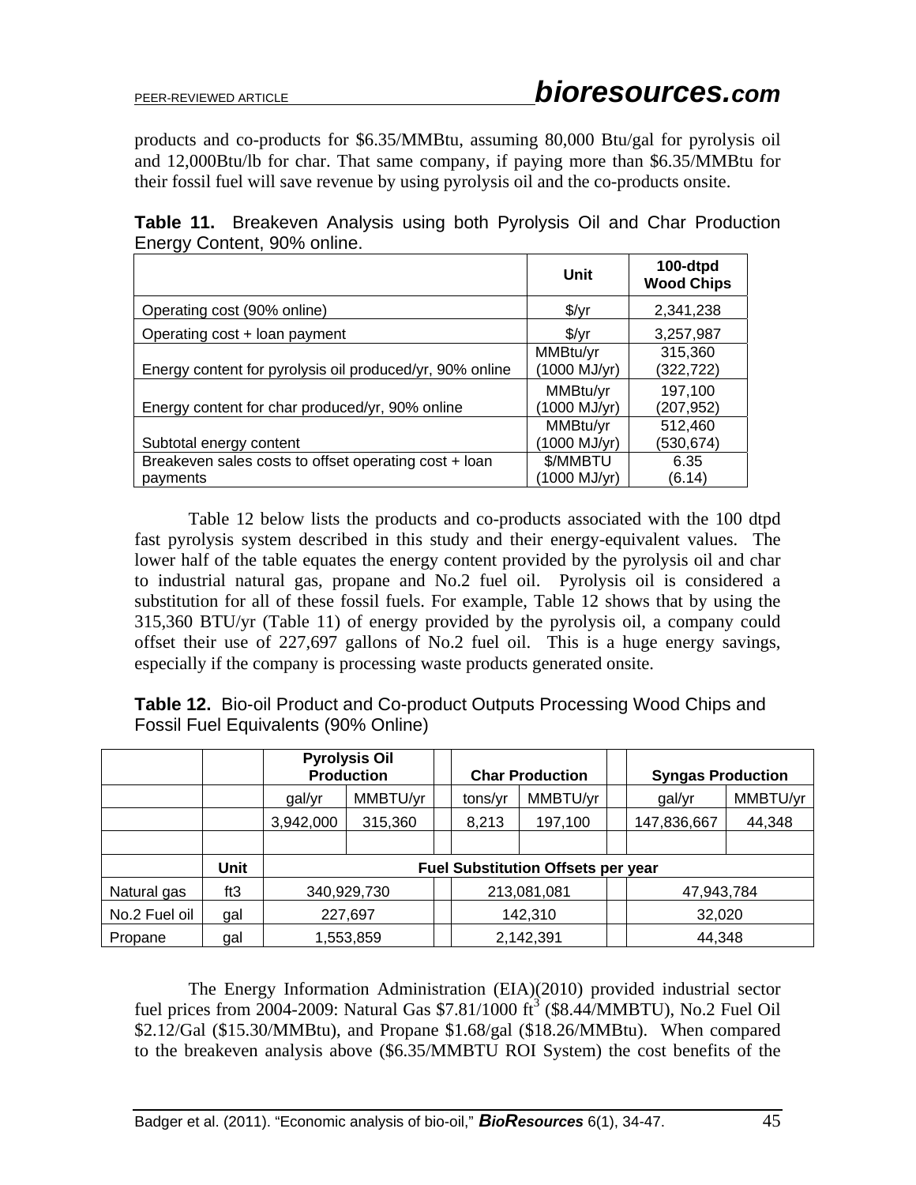products and co-products for $6.35/MMBtu, assuming 80,000 Btu/gal for pyrolysis oil and 12,000Btu/lb for char. That same company, if paying more than $6.35/MMBtu for their fossil fuel will save revenue by using pyrolysis oil and the co-products onsite.

**Table 11.** Breakeven Analysis using both Pyrolysis Oil and Char Production Energy Content, 90% online.

| | Unit | 100-dtpd Wood Chips |
|---|---|---|
| Operating cost (90% online) | $/yr | 2,341,238 |
| Operating cost + loan payment | $/yr | 3,257,987 |
| Energy content for pyrolysis oil produced/yr, 90% online | MMBtu/yr (1000 MJ/yr) | 315,360 (322,722) |
| Energy content for char produced/yr, 90% online | MMBtu/yr (1000 MJ/yr) | 197,100 (207,952) |
| Subtotal energy content | MMBtu/yr (1000 MJ/yr) | 512,460 (530,674) |
| Breakeven sales costs to offset operating cost + loan payments | $/MMBTU (1000 MJ/yr) | 6.35 (6.14) |

Table 12 below lists the products and co-products associated with the 100 dtpd fast pyrolysis system described in this study and their energy-equivalent values. The lower half of the table equates the energy content provided by the pyrolysis oil and char to industrial natural gas, propane and No.2 fuel oil. Pyrolysis oil is considered a substitution for all of these fossil fuels. For example, Table 12 shows that by using the 315,360 BTU/yr (Table 11) of energy provided by the pyrolysis oil, a company could offset their use of 227,697 gallons of No.2 fuel oil. This is a huge energy savings, especially if the company is processing waste products generated onsite.

**Table 12.** Bio-oil Product and Co-product Outputs Processing Wood Chips and Fossil Fuel Equivalents (90% Online)

| | | Pyrolysis Oil Production | | Char Production | | Syngas Production | |
|---|---|---|---|---|---|---|---|
| | | gal/yr | MMBTU/yr | tons/yr | MMBTU/yr | gal/yr | MMBTU/yr |
| | | 3,942,000 | 315,360 | 8,213 | 197,100 | 147,836,667 | 44,348 |
| | | | | | | | |
| | Unit | Fuel Substitution Offsets per year | | | | | |
| Natural gas | ft3 | 340,929,730 | | 213,081,081 | | 47,943,784 | |
| No.2 Fuel oil | gal | 227,697 | | 142,310 | | 32,020 | |
| Propane | gal | 1,553,859 | | 2,142,391 | | 44,348 | |

The Energy Information Administration (EIA)(2010) provided industrial sector fuel prices from 2004-2009: Natural Gas $7.81/1000 ft$^3$ ($8.44/MMBTU), No.2 Fuel Oil $2.12/Gal ($15.30/MMBtu), and Propane $1.68/gal ($18.26/MMBtu). When compared to the breakeven analysis above ($6.35/MMBTU ROI System) the cost benefits of the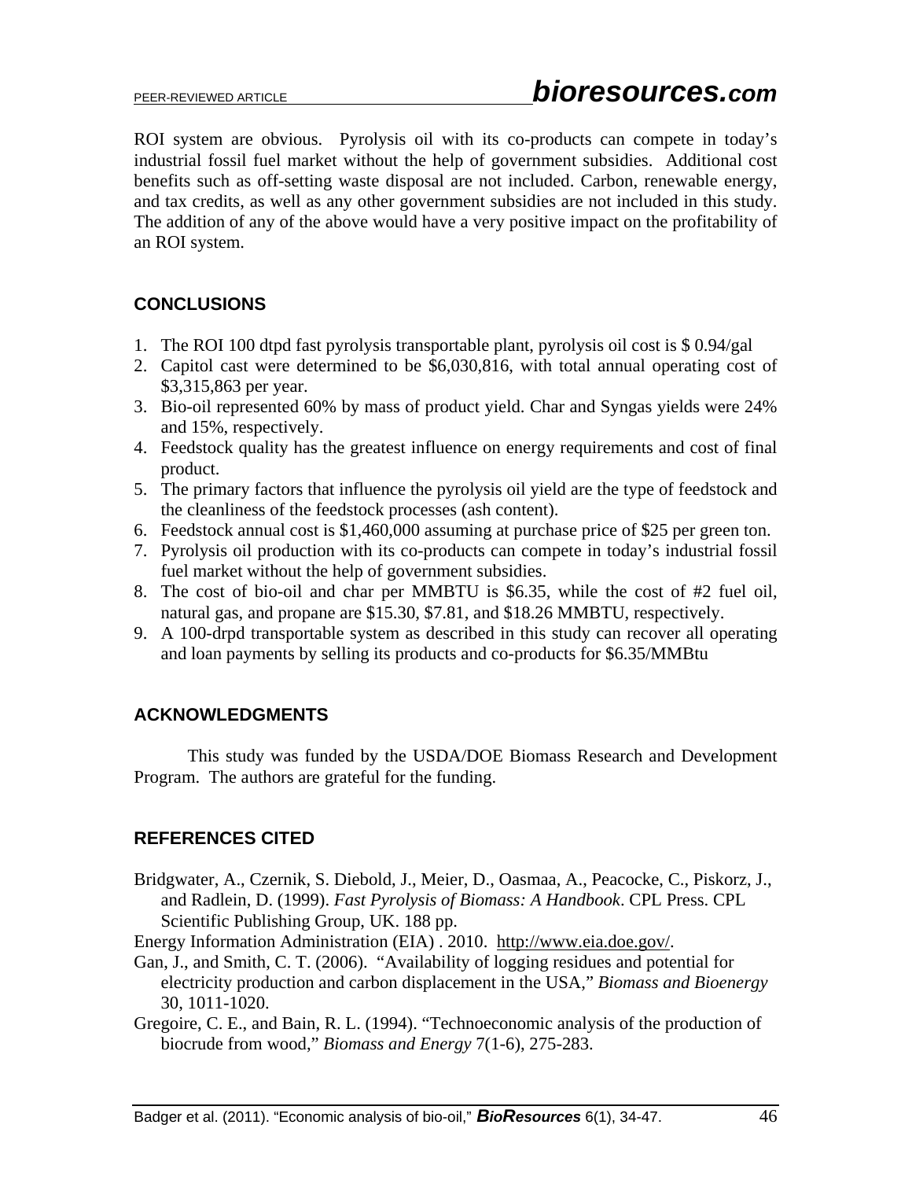ROI system are obvious. Pyrolysis oil with its co-products can compete in today's industrial fossil fuel market without the help of government subsidies. Additional cost benefits such as off-setting waste disposal are not included. Carbon, renewable energy, and tax credits, as well as any other government subsidies are not included in this study. The addition of any of the above would have a very positive impact on the profitability of an ROI system.

## CONCLUSIONS

1. The ROI 100 dtpd fast pyrolysis transportable plant, pyrolysis oil cost is $ 0.94/gal
2. Capitol cast were determined to be $6,030,816, with total annual operating cost of $3,315,863 per year.
3. Bio-oil represented 60% by mass of product yield. Char and Syngas yields were 24% and 15%, respectively.
4. Feedstock quality has the greatest influence on energy requirements and cost of final product.
5. The primary factors that influence the pyrolysis oil yield are the type of feedstock and the cleanliness of the feedstock processes (ash content).
6. Feedstock annual cost is $1,460,000 assuming at purchase price of $25 per green ton.
7. Pyrolysis oil production with its co-products can compete in today's industrial fossil fuel market without the help of government subsidies.
8. The cost of bio-oil and char per MMBTU is $6.35, while the cost of #2 fuel oil, natural gas, and propane are $15.30, $7.81, and $18.26 MMBTU, respectively.
9. A 100-drpd transportable system as described in this study can recover all operating and loan payments by selling its products and co-products for $6.35/MMBtu

## ACKNOWLEDGMENTS

This study was funded by the USDA/DOE Biomass Research and Development Program. The authors are grateful for the funding.

## REFERENCES CITED

Bridgwater, A., Czernik, S. Diebold, J., Meier, D., Oasmaa, A., Peacocke, C., Piskorz, J., and Radlein, D. (1999). *Fast Pyrolysis of Biomass: A Handbook*. CPL Press. CPL Scientific Publishing Group, UK. 188 pp.

Energy Information Administration (EIA) . 2010. http://www.eia.doe.gov/.

Gan, J., and Smith, C. T. (2006). "Availability of logging residues and potential for electricity production and carbon displacement in the USA," *Biomass and Bioenergy* 30, 1011-1020.

Gregoire, C. E., and Bain, R. L. (1994). "Technoeconomic analysis of the production of biocrude from wood," *Biomass and Energy* 7(1-6), 275-283.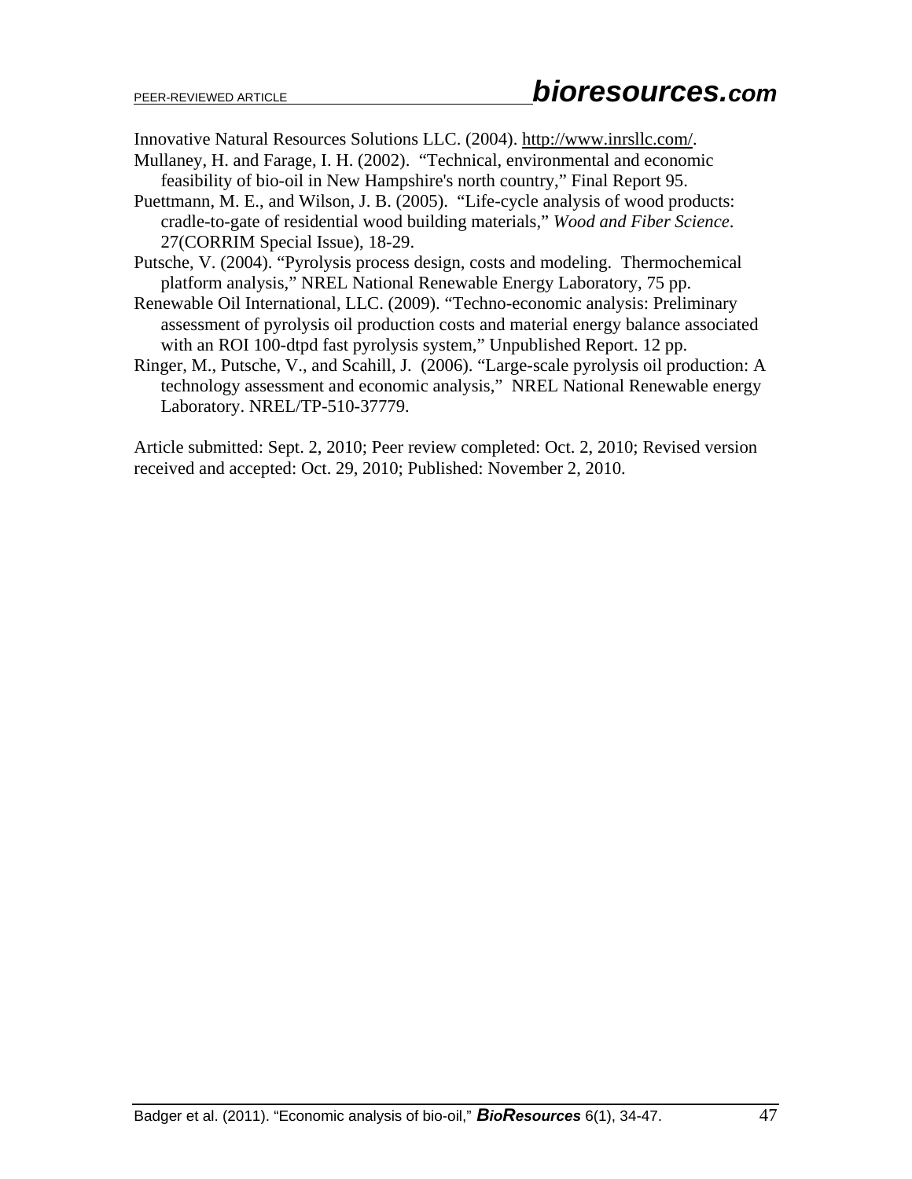Innovative Natural Resources Solutions LLC. (2004). http://www.inrsllc.com/.

Mullaney, H. and Farage, I. H. (2002). "Technical, environmental and economic feasibility of bio-oil in New Hampshire's north country," Final Report 95.

Puettmann, M. E., and Wilson, J. B. (2005). "Life-cycle analysis of wood products: cradle-to-gate of residential wood building materials," *Wood and Fiber Science*. 27(CORRIM Special Issue), 18-29.

Putsche, V. (2004). "Pyrolysis process design, costs and modeling. Thermochemical platform analysis," NREL National Renewable Energy Laboratory, 75 pp.

Renewable Oil International, LLC. (2009). "Techno-economic analysis: Preliminary assessment of pyrolysis oil production costs and material energy balance associated with an ROI 100-dtpd fast pyrolysis system," Unpublished Report. 12 pp.

Ringer, M., Putsche, V., and Scahill, J. (2006). "Large-scale pyrolysis oil production: A technology assessment and economic analysis," NREL National Renewable energy Laboratory. NREL/TP-510-37779.

Article submitted: Sept. 2, 2010; Peer review completed: Oct. 2, 2010; Revised version received and accepted: Oct. 29, 2010; Published: November 2, 2010.